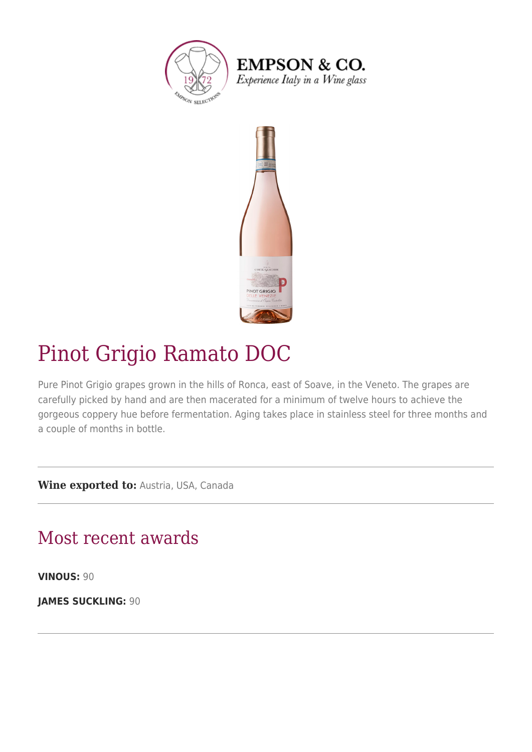EMPSON & CO.

*Experience Italy in a Wine glass*

# Pinot Grigio Ramato DOC

Pure Pinot Grigio grapes grown in the hills of Ronca, east of Soave, in the Veneto. The grapes are carefully picked by hand and are then macerated for a minimum of twelve hours to achieve the gorgeous coppery hue before fermentation. Aging takes place in stainless steel for three months and a couple of months in bottle.

---

**Wine exported to:** Austria, USA, Canada

---

## Most recent awards

**VINOUS:** 90

**JAMES SUCKLING:** 90

---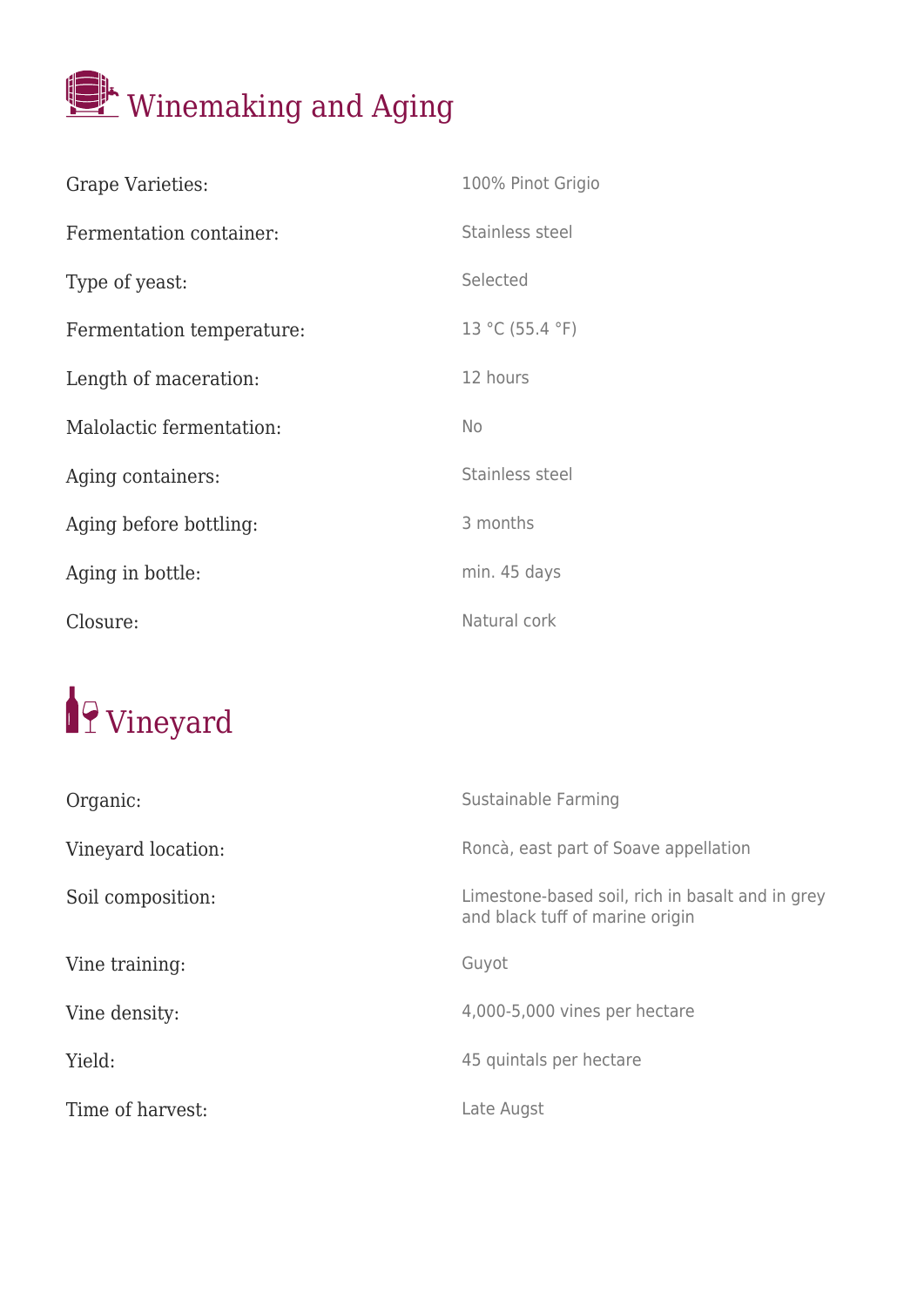## Winemaking and Aging

| | |
|---|---|
| Grape Varieties: | 100% Pinot Grigio |
| Fermentation container: | Stainless steel |
| Type of yeast: | Selected |
| Fermentation temperature: | 13 °C (55.4 °F) |
| Length of maceration: | 12 hours |
| Malolactic fermentation: | No |
| Aging containers: | Stainless steel |
| Aging before bottling: | 3 months |
| Aging in bottle: | min. 45 days |
| Closure: | Natural cork |

## Vineyard

| | |
|---|---|
| Organic: | Sustainable Farming |
| Vineyard location: | Roncà, east part of Soave appellation |
| Soil composition: | Limestone-based soil, rich in basalt and in grey and black tuff of marine origin |
| Vine training: | Guyot |
| Vine density: | 4,000-5,000 vines per hectare |
| Yield: | 45 quintals per hectare |
| Time of harvest: | Late Augst |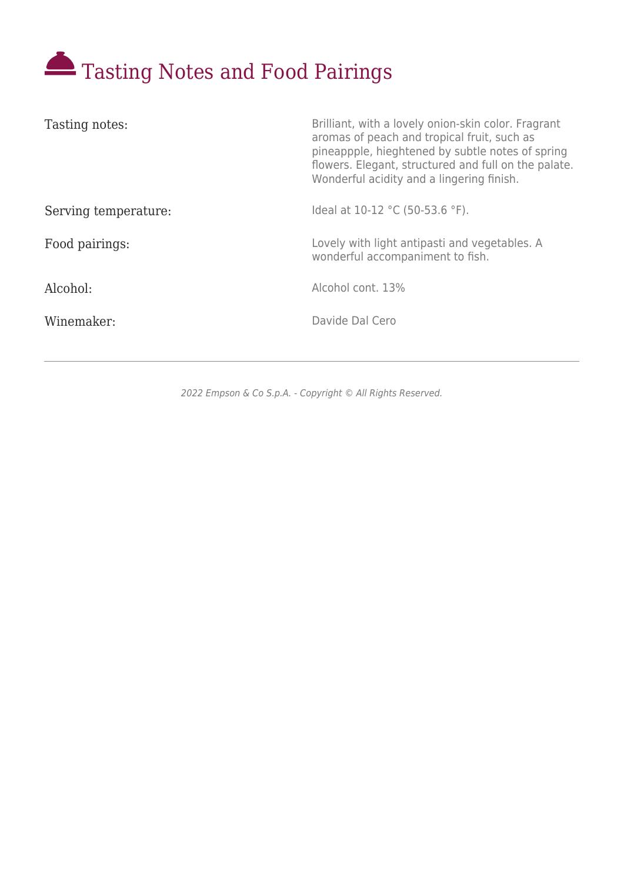# Tasting Notes and Food Pairings

| | |
|---|---|
| Tasting notes: | Brilliant, with a lovely onion-skin color. Fragrant aromas of peach and tropical fruit, such as pineappple, hieghtened by subtle notes of spring flowers. Elegant, structured and full on the palate. Wonderful acidity and a lingering finish. |
| Serving temperature: | Ideal at 10-12 °C (50-53.6 °F). |
| Food pairings: | Lovely with light antipasti and vegetables. A wonderful accompaniment to fish. |
| Alcohol: | Alcohol cont. 13% |
| Winemaker: | Davide Dal Cero |

---

*2022 Empson & Co S.p.A. - Copyright © All Rights Reserved.*